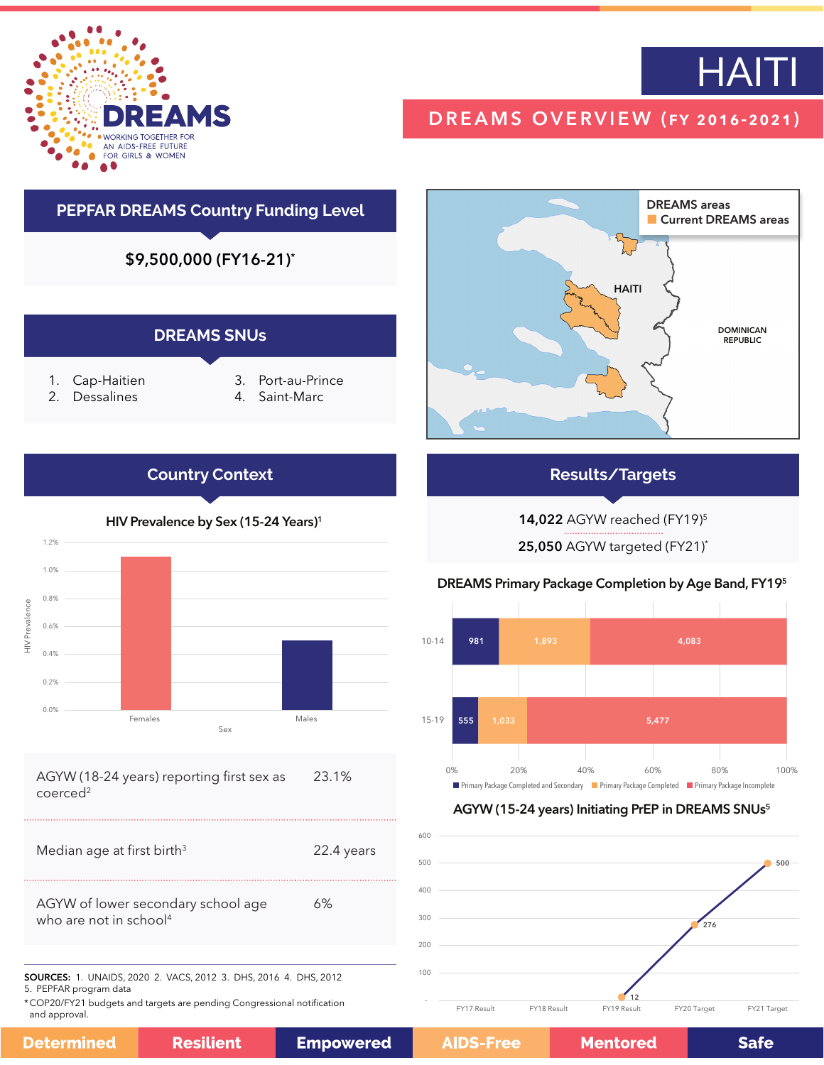# HAITI

## DREAMS OVERVIEW (FY 2016-2021)

DREAMS — WORKING TOGETHER FOR AN AIDS-FREE FUTURE FOR GIRLS & WOMEN

## PEPFAR DREAMS Country Funding Level

**$9,500,000 (FY16-21)***

## DREAMS SNUs

1. Cap-Haitien
2. Dessalines
3. Port-au-Prince
4. Saint-Marc

DREAMS areas
- Current DREAMS areas

HAITI

DOMINICAN REPUBLIC

## Country Context

### HIV Prevalence by Sex (15-24 Years)[1]

| Sex | HIV Prevalence |
|---|---|
| Females | ~1.1% |
| Males | ~0.5% |

| | |
|---|---|
| AGYW (18-24 years) reporting first sex as coerced[2] | 23.1% |
| Median age at first birth[3] | 22.4 years |
| AGYW of lower secondary school age who are not in school[4] | 6% |

## Results/Targets

**14,022** AGYW reached (FY19)[5]

**25,050** AGYW targeted (FY21)*

### DREAMS Primary Package Completion by Age Band, FY19[5]

| Age Band | Primary Package Completed and Secondary | Primary Package Completed | Primary Package Incomplete |
|---|---|---|---|
| 10-14 | 981 | 1,893 | 4,083 |
| 15-19 | 555 | 1,033 | 5,477 |

### AGYW (15-24 years) Initiating PrEP in DREAMS SNUs[5]

| FY17 Result | FY18 Result | FY19 Result | FY20 Target | FY21 Target |
|---|---|---|---|---|
| - | - | 12 | 276 | 500 |

SOURCES: 1. UNAIDS, 2020 2. VACS, 2012 3. DHS, 2016 4. DHS, 2012 5. PEPFAR program data

*COP20/FY21 budgets and targets are pending Congressional notification and approval.

Determined | Resilient | Empowered | AIDS-Free | Mentored | Safe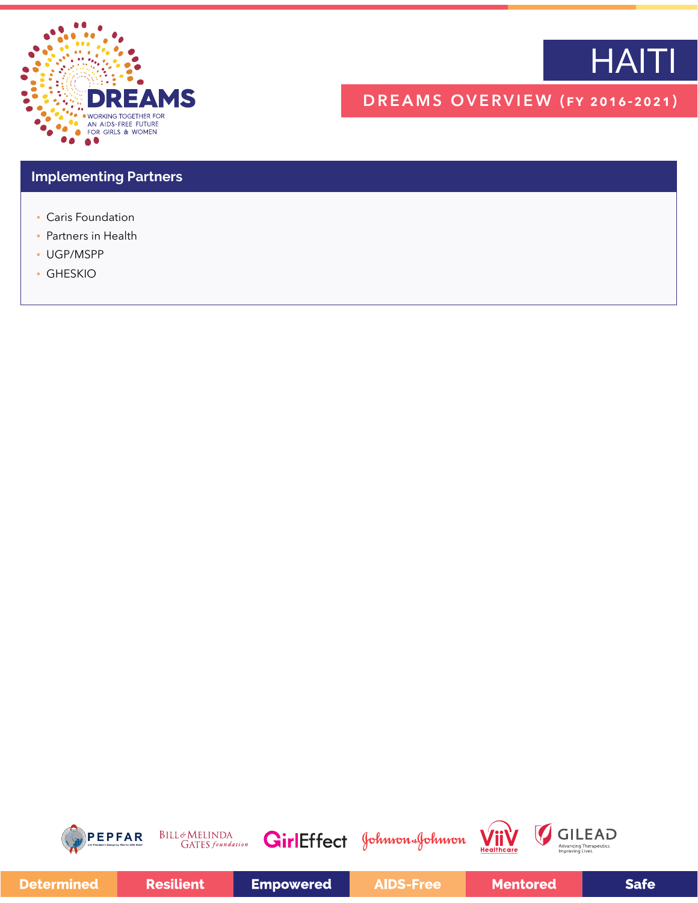## Implementing Partners

- Caris Foundation
- Partners in Health
- UGP/MSPP
- GHESKIO